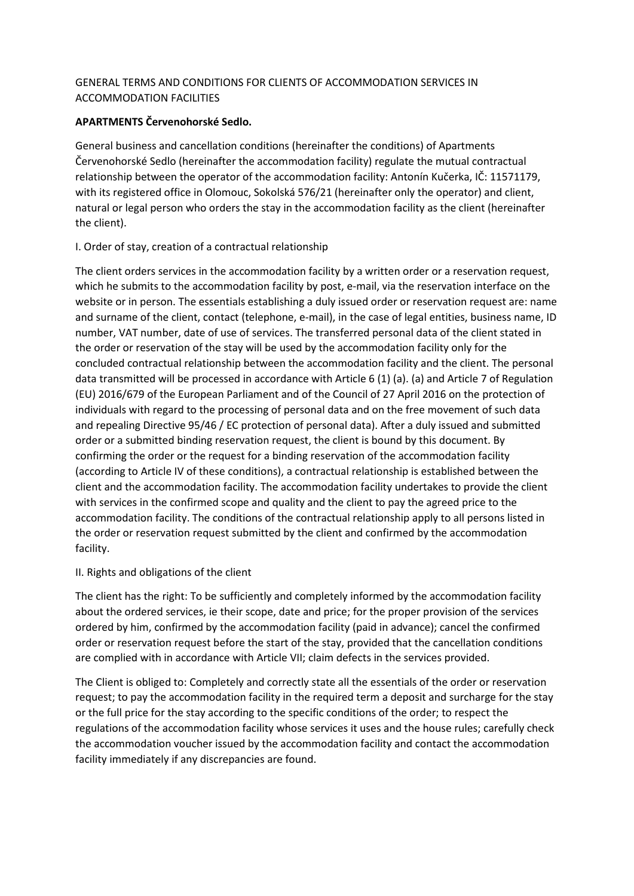GENERAL TERMS AND CONDITIONS FOR CLIENTS OF ACCOMMODATION SERVICES IN ACCOMMODATION FACILITIES

**APARTMENTS Červenohorské Sedlo.**

General business and cancellation conditions (hereinafter the conditions) of Apartments Červenohorské Sedlo (hereinafter the accommodation facility) regulate the mutual contractual relationship between the operator of the accommodation facility: Antonín Kučerka, IČ: 11571179, with its registered office in Olomouc, Sokolská 576/21 (hereinafter only the operator) and client, natural or legal person who orders the stay in the accommodation facility as the client (hereinafter the client).

I. Order of stay, creation of a contractual relationship

The client orders services in the accommodation facility by a written order or a reservation request, which he submits to the accommodation facility by post, e-mail, via the reservation interface on the website or in person. The essentials establishing a duly issued order or reservation request are: name and surname of the client, contact (telephone, e-mail), in the case of legal entities, business name, ID number, VAT number, date of use of services. The transferred personal data of the client stated in the order or reservation of the stay will be used by the accommodation facility only for the concluded contractual relationship between the accommodation facility and the client. The personal data transmitted will be processed in accordance with Article 6 (1) (a). (a) and Article 7 of Regulation (EU) 2016/679 of the European Parliament and of the Council of 27 April 2016 on the protection of individuals with regard to the processing of personal data and on the free movement of such data and repealing Directive 95/46 / EC protection of personal data). After a duly issued and submitted order or a submitted binding reservation request, the client is bound by this document. By confirming the order or the request for a binding reservation of the accommodation facility (according to Article IV of these conditions), a contractual relationship is established between the client and the accommodation facility. The accommodation facility undertakes to provide the client with services in the confirmed scope and quality and the client to pay the agreed price to the accommodation facility. The conditions of the contractual relationship apply to all persons listed in the order or reservation request submitted by the client and confirmed by the accommodation facility.

II. Rights and obligations of the client

The client has the right: To be sufficiently and completely informed by the accommodation facility about the ordered services, ie their scope, date and price; for the proper provision of the services ordered by him, confirmed by the accommodation facility (paid in advance); cancel the confirmed order or reservation request before the start of the stay, provided that the cancellation conditions are complied with in accordance with Article VII; claim defects in the services provided.

The Client is obliged to: Completely and correctly state all the essentials of the order or reservation request; to pay the accommodation facility in the required term a deposit and surcharge for the stay or the full price for the stay according to the specific conditions of the order; to respect the regulations of the accommodation facility whose services it uses and the house rules; carefully check the accommodation voucher issued by the accommodation facility and contact the accommodation facility immediately if any discrepancies are found.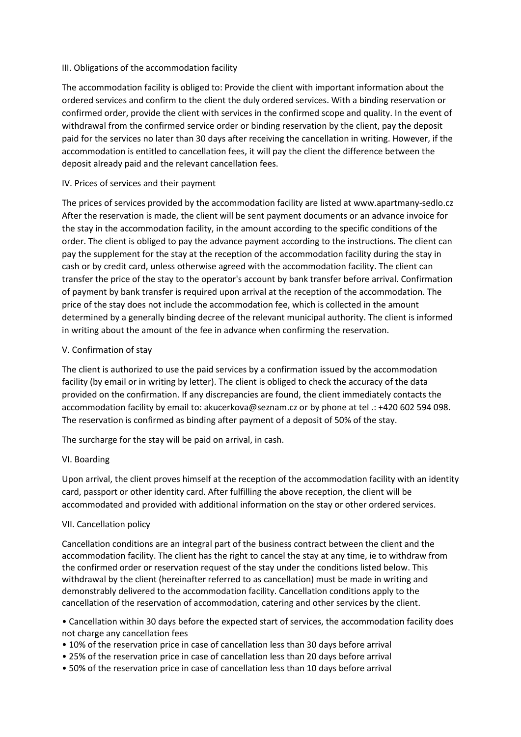## III. Obligations of the accommodation facility

The accommodation facility is obliged to: Provide the client with important information about the ordered services and confirm to the client the duly ordered services. With a binding reservation or confirmed order, provide the client with services in the confirmed scope and quality. In the event of withdrawal from the confirmed service order or binding reservation by the client, pay the deposit paid for the services no later than 30 days after receiving the cancellation in writing. However, if the accommodation is entitled to cancellation fees, it will pay the client the difference between the deposit already paid and the relevant cancellation fees.

## IV. Prices of services and their payment

The prices of services provided by the accommodation facility are listed at www.apartmany-sedlo.cz After the reservation is made, the client will be sent payment documents or an advance invoice for the stay in the accommodation facility, in the amount according to the specific conditions of the order. The client is obliged to pay the advance payment according to the instructions. The client can pay the supplement for the stay at the reception of the accommodation facility during the stay in cash or by credit card, unless otherwise agreed with the accommodation facility. The client can transfer the price of the stay to the operator's account by bank transfer before arrival. Confirmation of payment by bank transfer is required upon arrival at the reception of the accommodation. The price of the stay does not include the accommodation fee, which is collected in the amount determined by a generally binding decree of the relevant municipal authority. The client is informed in writing about the amount of the fee in advance when confirming the reservation.

## V. Confirmation of stay

The client is authorized to use the paid services by a confirmation issued by the accommodation facility (by email or in writing by letter). The client is obliged to check the accuracy of the data provided on the confirmation. If any discrepancies are found, the client immediately contacts the accommodation facility by email to: akucerkova@seznam.cz or by phone at tel .: +420 602 594 098. The reservation is confirmed as binding after payment of a deposit of 50% of the stay.

The surcharge for the stay will be paid on arrival, in cash.

## VI. Boarding

Upon arrival, the client proves himself at the reception of the accommodation facility with an identity card, passport or other identity card. After fulfilling the above reception, the client will be accommodated and provided with additional information on the stay or other ordered services.

## VII. Cancellation policy

Cancellation conditions are an integral part of the business contract between the client and the accommodation facility. The client has the right to cancel the stay at any time, ie to withdraw from the confirmed order or reservation request of the stay under the conditions listed below. This withdrawal by the client (hereinafter referred to as cancellation) must be made in writing and demonstrably delivered to the accommodation facility. Cancellation conditions apply to the cancellation of the reservation of accommodation, catering and other services by the client.

- Cancellation within 30 days before the expected start of services, the accommodation facility does not charge any cancellation fees
- 10% of the reservation price in case of cancellation less than 30 days before arrival
- 25% of the reservation price in case of cancellation less than 20 days before arrival
- 50% of the reservation price in case of cancellation less than 10 days before arrival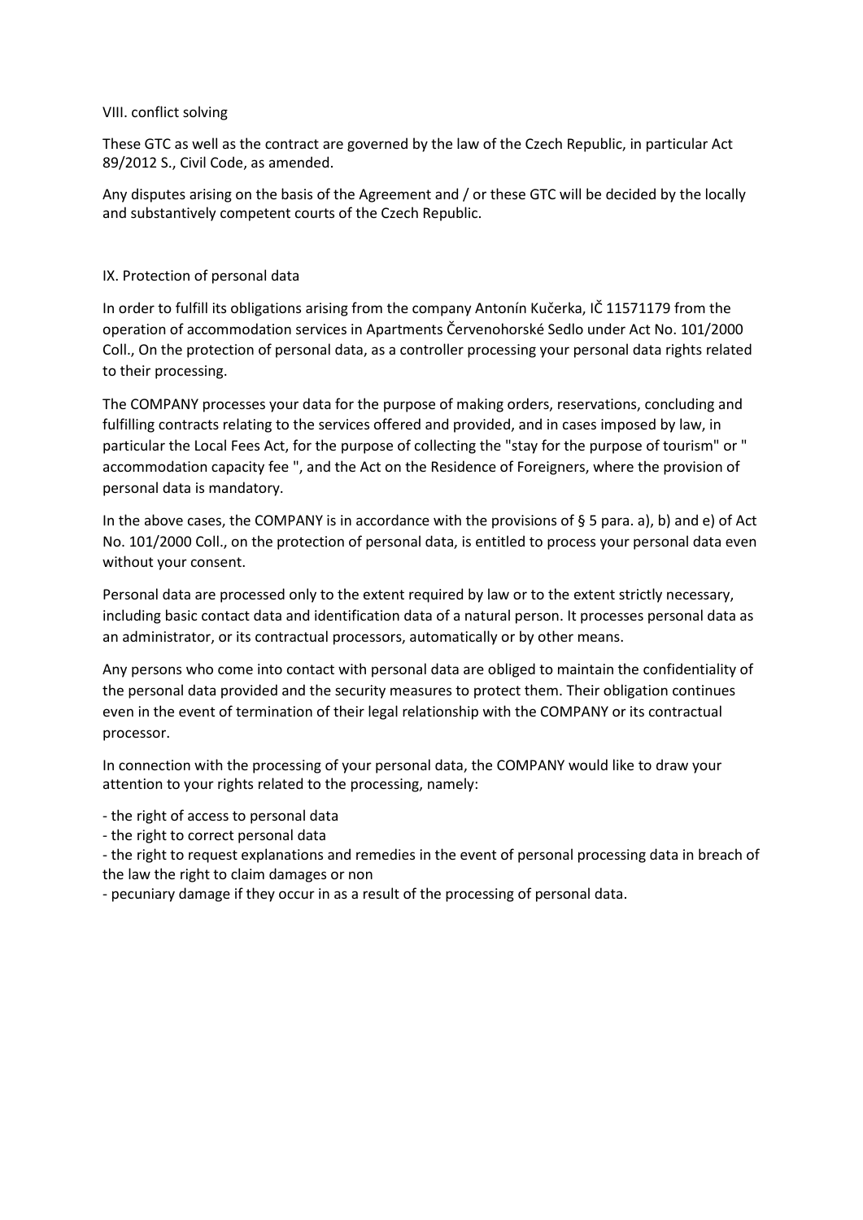## VIII. conflict solving

These GTC as well as the contract are governed by the law of the Czech Republic, in particular Act 89/2012 S., Civil Code, as amended.

Any disputes arising on the basis of the Agreement and / or these GTC will be decided by the locally and substantively competent courts of the Czech Republic.

## IX. Protection of personal data

In order to fulfill its obligations arising from the company Antonín Kučerka, IČ 11571179 from the operation of accommodation services in Apartments Červenohorské Sedlo under Act No. 101/2000 Coll., On the protection of personal data, as a controller processing your personal data rights related to their processing.

The COMPANY processes your data for the purpose of making orders, reservations, concluding and fulfilling contracts relating to the services offered and provided, and in cases imposed by law, in particular the Local Fees Act, for the purpose of collecting the "stay for the purpose of tourism" or " accommodation capacity fee ", and the Act on the Residence of Foreigners, where the provision of personal data is mandatory.

In the above cases, the COMPANY is in accordance with the provisions of § 5 para. a), b) and e) of Act No. 101/2000 Coll., on the protection of personal data, is entitled to process your personal data even without your consent.

Personal data are processed only to the extent required by law or to the extent strictly necessary, including basic contact data and identification data of a natural person. It processes personal data as an administrator, or its contractual processors, automatically or by other means.

Any persons who come into contact with personal data are obliged to maintain the confidentiality of the personal data provided and the security measures to protect them. Their obligation continues even in the event of termination of their legal relationship with the COMPANY or its contractual processor.

In connection with the processing of your personal data, the COMPANY would like to draw your attention to your rights related to the processing, namely:

- the right of access to personal data
- the right to correct personal data
- the right to request explanations and remedies in the event of personal processing data in breach of the law the right to claim damages or non
- pecuniary damage if they occur in as a result of the processing of personal data.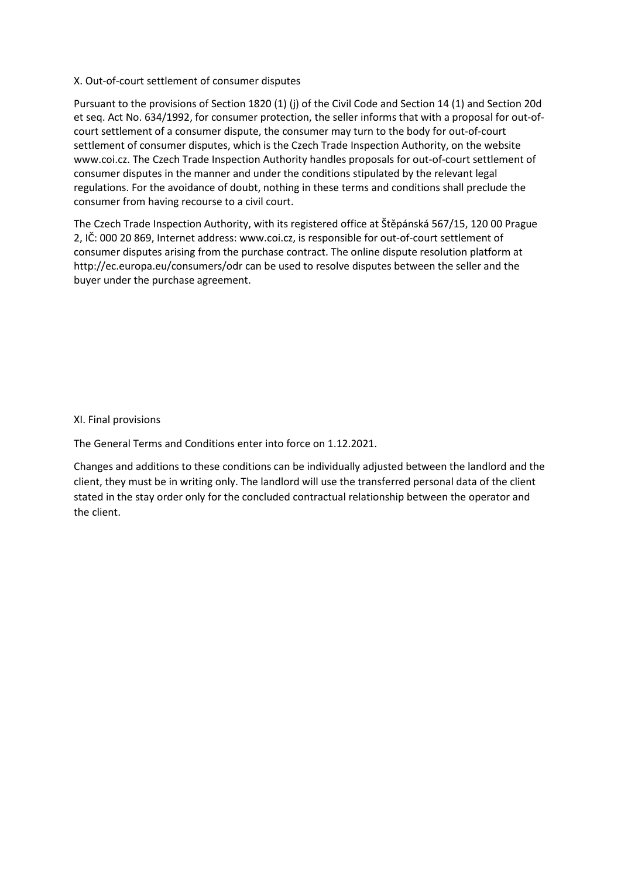## X. Out-of-court settlement of consumer disputes

Pursuant to the provisions of Section 1820 (1) (j) of the Civil Code and Section 14 (1) and Section 20d et seq. Act No. 634/1992, for consumer protection, the seller informs that with a proposal for out-of-court settlement of a consumer dispute, the consumer may turn to the body for out-of-court settlement of consumer disputes, which is the Czech Trade Inspection Authority, on the website www.coi.cz. The Czech Trade Inspection Authority handles proposals for out-of-court settlement of consumer disputes in the manner and under the conditions stipulated by the relevant legal regulations. For the avoidance of doubt, nothing in these terms and conditions shall preclude the consumer from having recourse to a civil court.

The Czech Trade Inspection Authority, with its registered office at Štěpánská 567/15, 120 00 Prague 2, IČ: 000 20 869, Internet address: www.coi.cz, is responsible for out-of-court settlement of consumer disputes arising from the purchase contract. The online dispute resolution platform at http://ec.europa.eu/consumers/odr can be used to resolve disputes between the seller and the buyer under the purchase agreement.

## XI. Final provisions

The General Terms and Conditions enter into force on 1.12.2021.

Changes and additions to these conditions can be individually adjusted between the landlord and the client, they must be in writing only. The landlord will use the transferred personal data of the client stated in the stay order only for the concluded contractual relationship between the operator and the client.